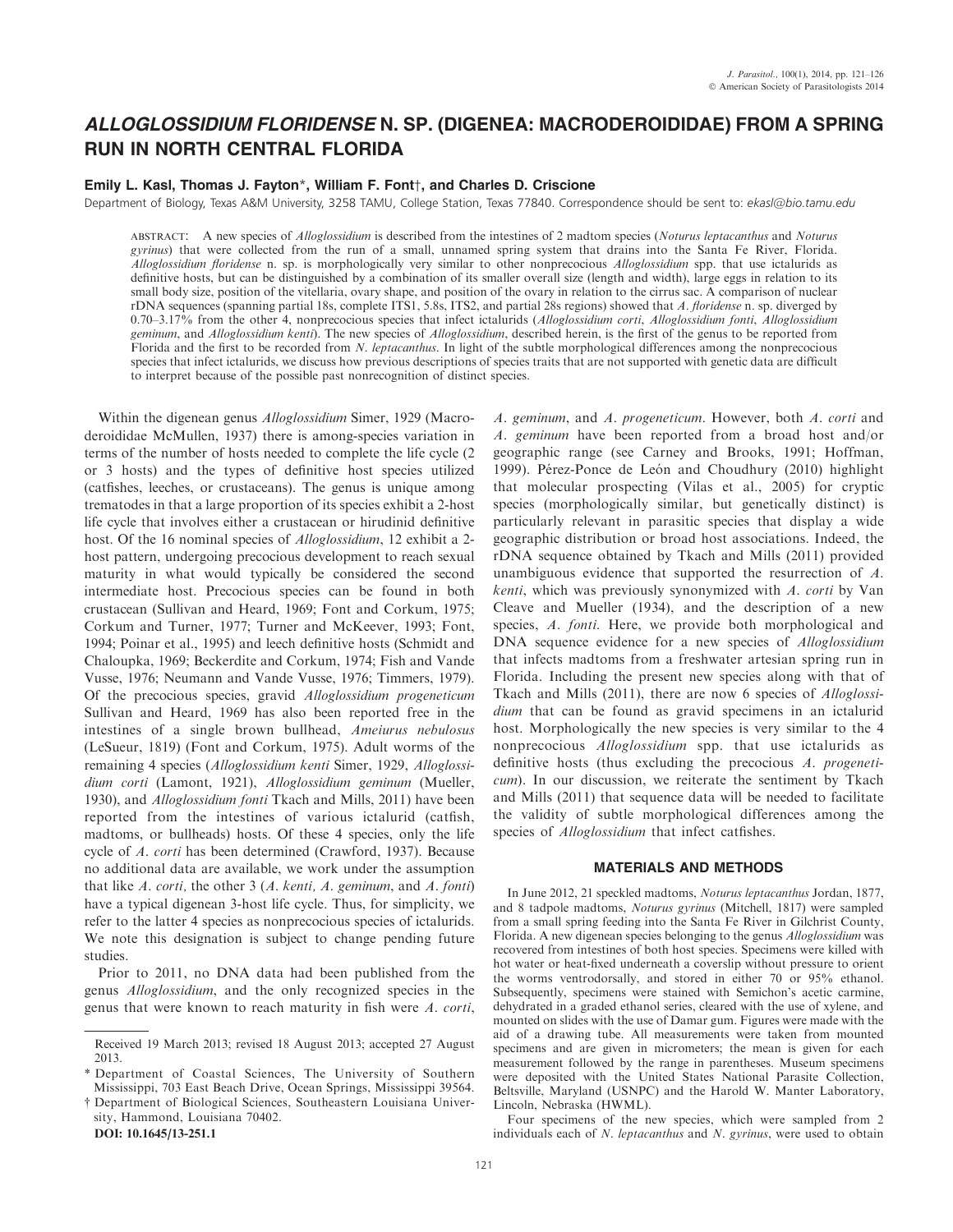# *ALLOGLOSSIDIUM FLORIDENSE* N. SP. (DIGENEA: MACRODEROIDIDAE) FROM A SPRING RUN IN NORTH CENTRAL FLORIDA

**Emily L. Kasl, Thomas J. Fayton\*, William F. Font†, and Charles D. Criscione**

Department of Biology, Texas A&M University, 3258 TAMU, College Station, Texas 77840. Correspondence should be sent to: ekasl@bio.tamu.edu

ABSTRACT: A new species of *Alloglossidium* is described from the intestines of 2 madtom species (*Noturus leptacanthus* and *Noturus gyrinus*) that were collected from the run of a small, unnamed spring system that drains into the Santa Fe River, Florida. *Alloglossidium floridense* n. sp. is morphologically very similar to other nonprecocious *Alloglossidium* spp. that use ictalurids as definitive hosts, but can be distinguished by a combination of its smaller overall size (length and width), large eggs in relation to its small body size, position of the vitellaria, ovary shape, and position of the ovary in relation to the cirrus sac. A comparison of nuclear rDNA sequences (spanning partial 18s, complete ITS1, 5.8s, ITS2, and partial 28s regions) showed that *A. floridense* n. sp. diverged by 0.70–3.17% from the other 4, nonprecocious species that infect ictalurids (*Alloglossidium corti*, *Alloglossidium fonti*, *Alloglossidium geminum*, and *Alloglossidium kenti*). The new species of *Alloglossidium*, described herein, is the first of the genus to be reported from Florida and the first to be recorded from *N. leptacanthus*. In light of the subtle morphological differences among the nonprecocious species that infect ictalurids, we discuss how previous descriptions of species traits that are not supported with genetic data are difficult to interpret because of the possible past nonrecognition of distinct species.

Within the digenean genus *Alloglossidium* Simer, 1929 (Macroderoididae McMullen, 1937) there is among-species variation in terms of the number of hosts needed to complete the life cycle (2 or 3 hosts) and the types of definitive host species utilized (catfishes, leeches, or crustaceans). The genus is unique among trematodes in that a large proportion of its species exhibit a 2-host life cycle that involves either a crustacean or hirudinid definitive host. Of the 16 nominal species of *Alloglossidium*, 12 exhibit a 2-host pattern, undergoing precocious development to reach sexual maturity in what would typically be considered the second intermediate host. Precocious species can be found in both crustacean (Sullivan and Heard, 1969; Font and Corkum, 1975; Corkum and Turner, 1977; Turner and McKeever, 1993; Font, 1994; Poinar et al., 1995) and leech definitive hosts (Schmidt and Chaloupka, 1969; Beckerdite and Corkum, 1974; Fish and Vande Vusse, 1976; Neumann and Vande Vusse, 1976; Timmers, 1979). Of the precocious species, gravid *Alloglossidium progeneticum* Sullivan and Heard, 1969 has also been reported free in the intestines of a single brown bullhead, *Ameiurus nebulosus* (LeSueur, 1819) (Font and Corkum, 1975). Adult worms of the remaining 4 species (*Alloglossidium kenti* Simer, 1929, *Alloglossidium corti* (Lamont, 1921), *Alloglossidium geminum* (Mueller, 1930), and *Alloglossidium fonti* Tkach and Mills, 2011) have been reported from the intestines of various ictalurid (catfish, madtoms, or bullheads) hosts. Of these 4 species, only the life cycle of *A. corti* has been determined (Crawford, 1937). Because no additional data are available, we work under the assumption that like *A. corti,* the other 3 (*A. kenti*, *A. geminum*, and *A. fonti*) have a typical digenean 3-host life cycle. Thus, for simplicity, we refer to the latter 4 species as nonprecocious species of ictalurids. We note this designation is subject to change pending future studies.

Prior to 2011, no DNA data had been published from the genus *Alloglossidium*, and the only recognized species in the genus that were known to reach maturity in fish were *A. corti*, *A. geminum*, and *A. progeneticum*. However, both *A. corti* and *A. geminum* have been reported from a broad host and/or geographic range (see Carney and Brooks, 1991; Hoffman, 1999). Pérez-Ponce de León and Choudhury (2010) highlight that molecular prospecting (Vilas et al., 2005) for cryptic species (morphologically similar, but genetically distinct) is particularly relevant in parasitic species that display a wide geographic distribution or broad host associations. Indeed, the rDNA sequence obtained by Tkach and Mills (2011) provided unambiguous evidence that supported the resurrection of *A. kenti*, which was previously synonymized with *A. corti* by Van Cleave and Mueller (1934), and the description of a new species, *A. fonti*. Here, we provide both morphological and DNA sequence evidence for a new species of *Alloglossidium* that infects madtoms from a freshwater artesian spring run in Florida. Including the present new species along with that of Tkach and Mills (2011), there are now 6 species of *Alloglossidium* that can be found as gravid specimens in an ictalurid host. Morphologically the new species is very similar to the 4 nonprecocious *Alloglossidium* spp. that use ictalurids as definitive hosts (thus excluding the precocious *A. progeneticum*). In our discussion, we reiterate the sentiment by Tkach and Mills (2011) that sequence data will be needed to facilitate the validity of subtle morphological differences among the species of *Alloglossidium* that infect catfishes.

## MATERIALS AND METHODS

In June 2012, 21 speckled madtoms, *Noturus leptacanthus* Jordan, 1877, and 8 tadpole madtoms, *Noturus gyrinus* (Mitchell, 1817) were sampled from a small spring feeding into the Santa Fe River in Gilchrist County, Florida. A new digenean species belonging to the genus *Alloglossidium* was recovered from intestines of both host species. Specimens were killed with hot water or heat-fixed underneath a coverslip without pressure to orient the worms ventrodorsally, and stored in either 70 or 95% ethanol. Subsequently, specimens were stained with Semichon's acetic carmine, dehydrated in a graded ethanol series, cleared with the use of xylene, and mounted on slides with the use of Damar gum. Figures were made with the aid of a drawing tube. All measurements were taken from mounted specimens and are given in micrometers; the mean is given for each measurement followed by the range in parentheses. Museum specimens were deposited with the United States National Parasite Collection, Beltsville, Maryland (USNPC) and the Harold W. Manter Laboratory, Lincoln, Nebraska (HWML).

Four specimens of the new species, which were sampled from 2 individuals each of *N. leptacanthus* and *N. gyrinus*, were used to obtain

---

Received 19 March 2013; revised 18 August 2013; accepted 27 August 2013.

\* Department of Coastal Sciences, The University of Southern Mississippi, 703 East Beach Drive, Ocean Springs, Mississippi 39564.

† Department of Biological Sciences, Southeastern Louisiana University, Hammond, Louisiana 70402.

**DOI: 10.1645/13-251.1**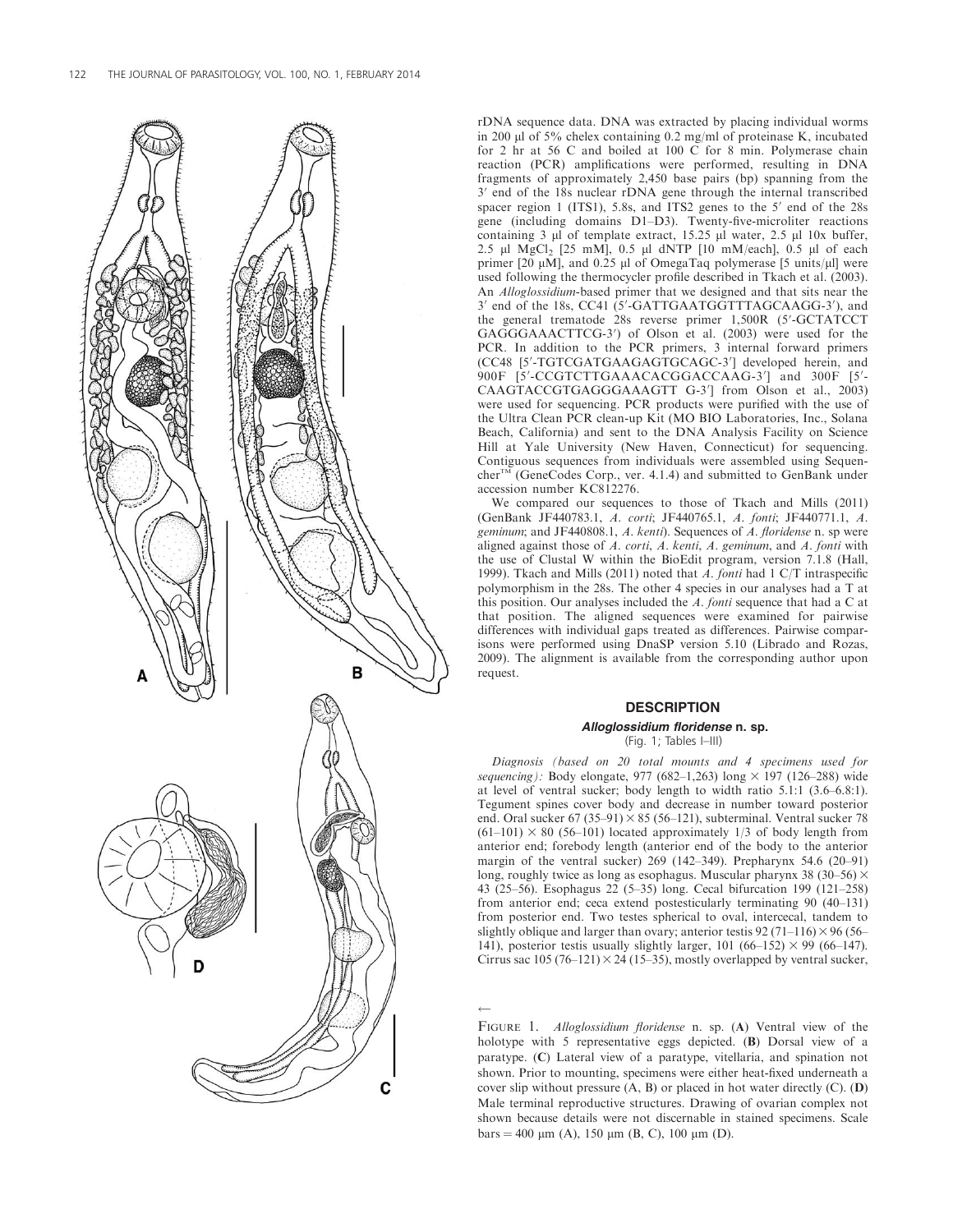rDNA sequence data. DNA was extracted by placing individual worms in 200 μl of 5% chelex containing 0.2 mg/ml of proteinase K, incubated for 2 hr at 56 C and boiled at 100 C for 8 min. Polymerase chain reaction (PCR) amplifications were performed, resulting in DNA fragments of approximately 2,450 base pairs (bp) spanning from the 3′ end of the 18s nuclear rDNA gene through the internal transcribed spacer region 1 (ITS1), 5.8s, and ITS2 genes to the 5′ end of the 28s gene (including domains D1–D3). Twenty-five-microliter reactions containing 3 μl of template extract, 15.25 μl water, 2.5 μl 10x buffer, 2.5 μl $MgCl_2$ [25 mM], 0.5 μl dNTP [10 mM/each], 0.5 μl of each primer [20 μM], and 0.25 μl of OmegaTaq polymerase [5 units/μl] were used following the thermocycler profile described in Tkach et al. (2003). An *Alloglossidium*-based primer that we designed and that sits near the 3′ end of the 18s, CC41 (5′-GATTGAATGGTTTAGCAAGG-3′), and the general trematode 28s reverse primer 1,500R (5′-GCTATCCT GAGGGAAACTTCG-3′) of Olson et al. (2003) were used for the PCR. In addition to the PCR primers, 3 internal forward primers (CC48 [5′-TGTCGATGAAGAGTGCAGC-3′] developed herein, and 900F [5′-CCGTCTTGAAACACGGACCAAG-3′] and 300F [5′-CAAGTACCGTGAGGGAAAGTT G-3′] from Olson et al., 2003) were used for sequencing. PCR products were purified with the use of the Ultra Clean PCR clean-up Kit (MO BIO Laboratories, Inc., Solana Beach, California) and sent to the DNA Analysis Facility on Science Hill at Yale University (New Haven, Connecticut) for sequencing. Contiguous sequences from individuals were assembled using Sequencher™ (GeneCodes Corp., ver. 4.1.4) and submitted to GenBank under accession number KC812276.

We compared our sequences to those of Tkach and Mills (2011) (GenBank JF440783.1, *A. corti*; JF440765.1, *A. fonti*; JF440771.1, *A. geminum*; and JF440808.1, *A. kenti*). Sequences of *A. floridense* n. sp were aligned against those of *A. corti*, *A. kenti*, *A. geminum*, and *A. fonti* with the use of Clustal W within the BioEdit program, version 7.1.8 (Hall, 1999). Tkach and Mills (2011) noted that *A. fonti* had 1 C/T intraspecific polymorphism in the 28s. The other 4 species in our analyses had a T at this position. Our analyses included the *A. fonti* sequence that had a C at that position. The aligned sequences were examined for pairwise differences with individual gaps treated as differences. Pairwise comparisons were performed using DnaSP version 5.10 (Librado and Rozas, 2009). The alignment is available from the corresponding author upon request.

## DESCRIPTION

### *Alloglossidium floridense* n. sp.

(Fig. 1; Tables I–III)

*Diagnosis (based on 20 total mounts and 4 specimens used for sequencing):* Body elongate, 977 (682–1,263) long × 197 (126–288) wide at level of ventral sucker; body length to width ratio 5.1:1 (3.6–6.8:1). Tegument spines cover body and decrease in number toward posterior end. Oral sucker 67 (35–91) × 85 (56–121), subterminal. Ventral sucker 78 (61–101) × 80 (56–101) located approximately 1/3 of body length from anterior end; forebody length (anterior end of the body to the anterior margin of the ventral sucker) 269 (142–349). Prepharynx 54.6 (20–91) long, roughly twice as long as esophagus. Muscular pharynx 38 (30–56) × 43 (25–56). Esophagus 22 (5–35) long. Cecal bifurcation 199 (121–258) from anterior end; ceca extend postesticularly terminating 90 (40–131) from posterior end. Two testes spherical to oval, intercecal, tandem to slightly oblique and larger than ovary; anterior testis 92 (71–116) × 96 (56–141), posterior testis usually slightly larger, 101 (66–152) × 99 (66–147). Cirrus sac 105 (76–121) × 24 (15–35), mostly overlapped by ventral sucker,

←

FIGURE 1. *Alloglossidium floridense* n. sp. (**A**) Ventral view of the holotype with 5 representative eggs depicted. (**B**) Dorsal view of a paratype. (**C**) Lateral view of a paratype, vitellaria, and spination not shown. Prior to mounting, specimens were either heat-fixed underneath a cover slip without pressure (A, B) or placed in hot water directly (C). (**D**) Male terminal reproductive structures. Drawing of ovarian complex not shown because details were not discernable in stained specimens. Scale bars = 400 μm (A), 150 μm (B, C), 100 μm (D).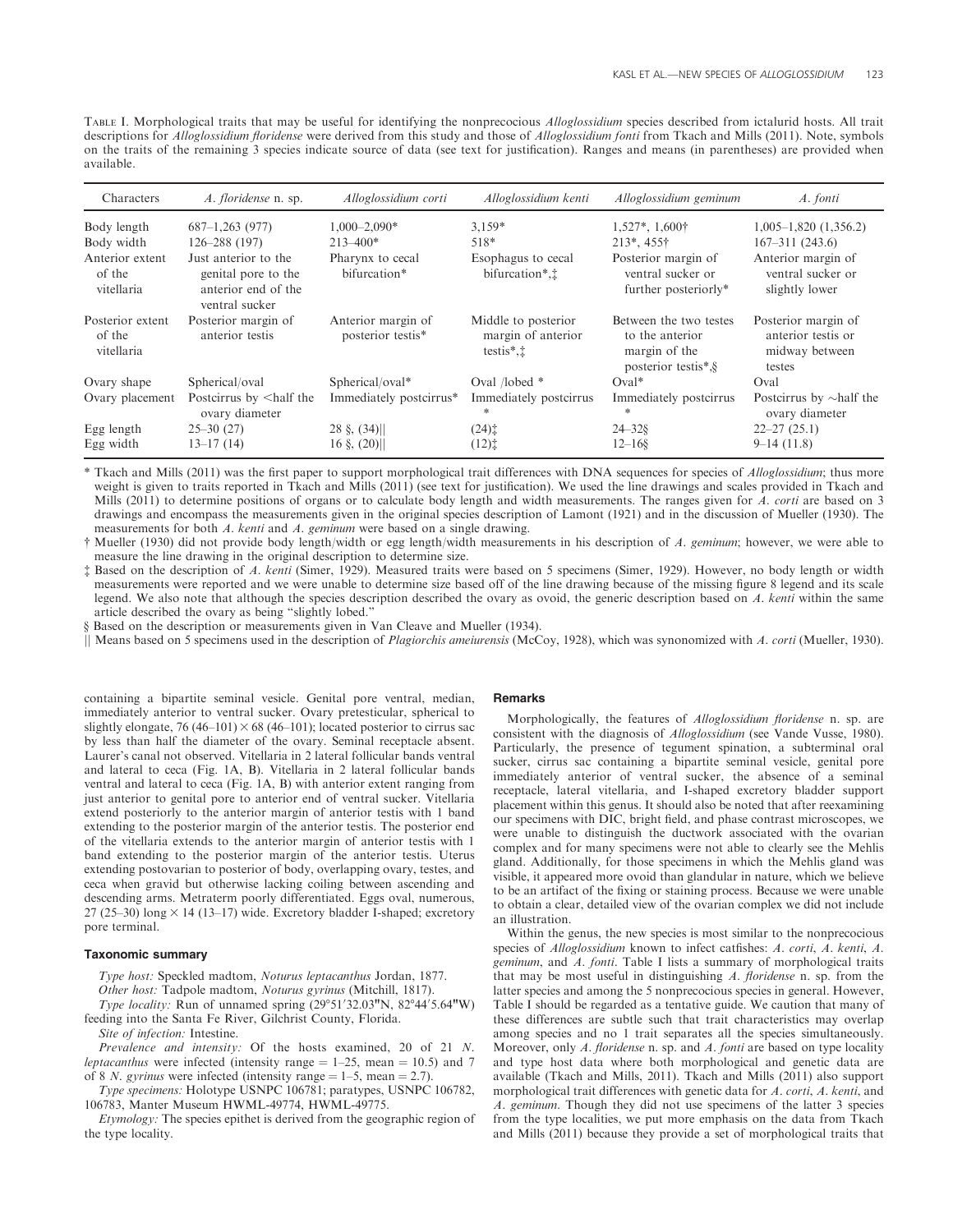TABLE I. Morphological traits that may be useful for identifying the nonprecocious *Alloglossidium* species described from ictalurid hosts. All trait descriptions for *Alloglossidium floridense* were derived from this study and those of *Alloglossidium fonti* from Tkach and Mills (2011). Note, symbols on the traits of the remaining 3 species indicate source of data (see text for justification). Ranges and means (in parentheses) are provided when available.

| Characters | *A. floridense* n. sp. | *Alloglossidium corti* | *Alloglossidium kenti* | *Alloglossidium geminum* | *A. fonti* |
|---|---|---|---|---|---|
| Body length | 687–1,263 (977) | 1,000–2,090* | 3,159* | 1,527*, 1,600† | 1,005–1,820 (1,356.2) |
| Body width | 126–288 (197) | 213–400* | 518* | 213*, 455† | 167–311 (243.6) |
| Anterior extent of the vitellaria | Just anterior to the genital pore to the anterior end of the ventral sucker | Pharynx to cecal bifurcation* | Esophagus to cecal bifurcation*,‡ | Posterior margin of ventral sucker or further posteriorly* | Anterior margin of ventral sucker or slightly lower |
| Posterior extent of the vitellaria | Posterior margin of anterior testis | Anterior margin of posterior testis* | Middle to posterior margin of anterior testis*,‡ | Between the two testes to the anterior margin of the posterior testis*,§ | Posterior margin of anterior testis or midway between testes |
| Ovary shape | Spherical/oval | Spherical/oval* | Oval /lobed * | Oval* | Oval |
| Ovary placement | Postcirrus by <half the ovary diameter | Immediately postcirrus* | Immediately postcirrus * | Immediately postcirrus * | Postcirrus by ~half the ovary diameter |
| Egg length | 25–30 (27) | 28 §, (34)‖ | (24)‡ | 24–32§ | 22–27 (25.1) |
| Egg width | 13–17 (14) | 16 §, (20)‖ | (12)‡ | 12–16§ | 9–14 (11.8) |

\* Tkach and Mills (2011) was the first paper to support morphological trait differences with DNA sequences for species of *Alloglossidium*; thus more weight is given to traits reported in Tkach and Mills (2011) (see text for justification). We used the line drawings and scales provided in Tkach and Mills (2011) to determine positions of organs or to calculate body length and width measurements. The ranges given for *A. corti* are based on 3 drawings and encompass the measurements given in the original species description of Lamont (1921) and in the discussion of Mueller (1930). The measurements for both *A. kenti* and *A. geminum* were based on a single drawing.

† Mueller (1930) did not provide body length/width or egg length/width measurements in his description of *A. geminum*; however, we were able to measure the line drawing in the original description to determine size.

‡ Based on the description of *A. kenti* (Simer, 1929). Measured traits were based on 5 specimens (Simer, 1929). However, no body length or width measurements were reported and we were unable to determine size based off of the line drawing because of the missing figure 8 legend and its scale legend. We also note that although the species description described the ovary as ovoid, the generic description based on *A. kenti* within the same article described the ovary as being "slightly lobed."

§ Based on the description or measurements given in Van Cleave and Mueller (1934).

‖ Means based on 5 specimens used in the description of *Plagiorchis ameiurensis* (McCoy, 1928), which was synonomized with *A. corti* (Mueller, 1930).

containing a bipartite seminal vesicle. Genital pore ventral, median, immediately anterior to ventral sucker. Ovary pretesticular, spherical to slightly elongate, 76 (46–101) × 68 (46–101); located posterior to cirrus sac by less than half the diameter of the ovary. Seminal receptacle absent. Laurer's canal not observed. Vitellaria in 2 lateral follicular bands ventral and lateral to ceca (Fig. 1A, B). Vitellaria in 2 lateral follicular bands ventral and lateral to ceca (Fig. 1A, B) with anterior extent ranging from just anterior to genital pore to anterior end of ventral sucker. Vitellaria extend posteriorly to the anterior margin of anterior testis with 1 band extending to the posterior margin of the anterior testis. The posterior end of the vitellaria extends to the anterior margin of anterior testis with 1 band extending to the posterior margin of the anterior testis. Uterus extending postovarian to posterior of body, overlapping ovary, testes, and ceca when gravid but otherwise lacking coiling between ascending and descending arms. Metraterm poorly differentiated. Eggs oval, numerous, 27 (25–30) long × 14 (13–17) wide. Excretory bladder I-shaped; excretory pore terminal.

### Taxonomic summary

*Type host:* Speckled madtom, *Noturus leptacanthus* Jordan, 1877.

*Other host:* Tadpole madtom, *Noturus gyrinus* (Mitchill, 1817).

*Type locality:* Run of unnamed spring (29°51′32.03″N, 82°44′5.64″W) feeding into the Santa Fe River, Gilchrist County, Florida.

*Site of infection:* Intestine.

*Prevalence and intensity:* Of the hosts examined, 20 of 21 *N. leptacanthus* were infected (intensity range = 1–25, mean = 10.5) and 7 of 8 *N. gyrinus* were infected (intensity range = 1–5, mean = 2.7).

*Type specimens:* Holotype USNPC 106781; paratypes, USNPC 106782, 106783, Manter Museum HWML-49774, HWML-49775.

*Etymology:* The species epithet is derived from the geographic region of the type locality.

### Remarks

Morphologically, the features of *Alloglossidium floridense* n. sp. are consistent with the diagnosis of *Alloglossidium* (see Vande Vusse, 1980). Particularly, the presence of tegument spination, a subterminal oral sucker, cirrus sac containing a bipartite seminal vesicle, genital pore immediately anterior of ventral sucker, the absence of a seminal receptacle, lateral vitellaria, and I-shaped excretory bladder support placement within this genus. It should also be noted that after reexamining our specimens with DIC, bright field, and phase contrast microscopes, we were unable to distinguish the ductwork associated with the ovarian complex and for many specimens were not able to clearly see the Mehlis gland. Additionally, for those specimens in which the Mehlis gland was visible, it appeared more ovoid than glandular in nature, which we believe to be an artifact of the fixing or staining process. Because we were unable to obtain a clear, detailed view of the ovarian complex we did not include an illustration.

Within the genus, the new species is most similar to the nonprecocious species of *Alloglossidium* known to infect catfishes: *A. corti*, *A. kenti*, *A. geminum*, and *A. fonti*. Table I lists a summary of morphological traits that may be most useful in distinguishing *A. floridense* n. sp. from the latter species and among the 5 nonprecocious species in general. However, Table I should be regarded as a tentative guide. We caution that many of these differences are subtle such that trait characteristics may overlap among species and no 1 trait separates all the species simultaneously. Moreover, only *A. floridense* n. sp. and *A. fonti* are based on type locality and type host data where both morphological and genetic data are available (Tkach and Mills, 2011). Tkach and Mills (2011) also support morphological trait differences with genetic data for *A. corti*, *A. kenti*, and *A. geminum*. Though they did not use specimens of the latter 3 species from the type localities, we put more emphasis on the data from Tkach and Mills (2011) because they provide a set of morphological traits that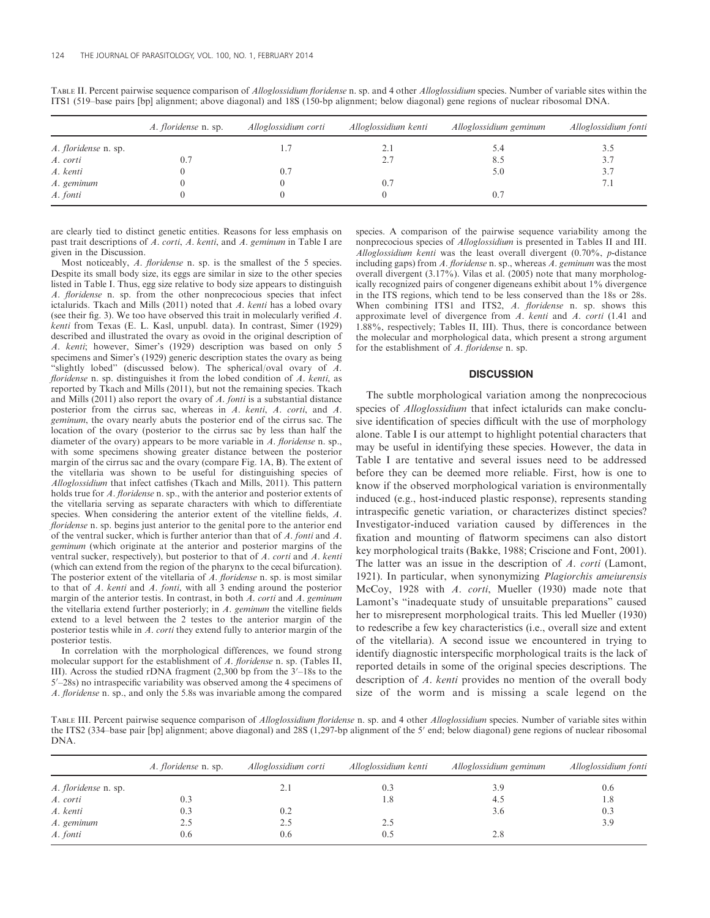TABLE II. Percent pairwise sequence comparison of *Alloglossidium floridense* n. sp. and 4 other *Alloglossidium* species. Number of variable sites within the ITS1 (519–base pairs [bp] alignment; above diagonal) and 18S (150-bp alignment; below diagonal) gene regions of nuclear ribosomal DNA.

| | *A. floridense* n. sp. | *Alloglossidium corti* | *Alloglossidium kenti* | *Alloglossidium geminum* | *Alloglossidium fonti* |
|---|---|---|---|---|---|
| *A. floridense* n. sp. | | 1.7 | 2.1 | 5.4 | 3.5 |
| *A. corti* | 0.7 | | 2.7 | 8.5 | 3.7 |
| *A. kenti* | 0 | 0.7 | | 5.0 | 3.7 |
| *A. geminum* | 0 | 0 | 0.7 | | 7.1 |
| *A. fonti* | 0 | 0 | 0 | 0.7 | |

are clearly tied to distinct genetic entities. Reasons for less emphasis on past trait descriptions of *A. corti*, *A. kenti*, and *A. geminum* in Table I are given in the Discussion.

Most noticeably, *A. floridense* n. sp. is the smallest of the 5 species. Despite its small body size, its eggs are similar in size to the other species listed in Table I. Thus, egg size relative to body size appears to distinguish *A. floridense* n. sp. from the other nonprecocious species that infect ictalurids. Tkach and Mills (2011) noted that *A. kenti* has a lobed ovary (see their fig. 3). We too have observed this trait in molecularly verified *A. kenti* from Texas (E. L. Kasl, unpubl. data). In contrast, Simer (1929) described and illustrated the ovary as ovoid in the original description of *A. kenti*; however, Simer's (1929) description was based on only 5 specimens and Simer's (1929) generic description states the ovary as being "slightly lobed" (discussed below). The spherical/oval ovary of *A. floridense* n. sp. distinguishes it from the lobed condition of *A. kenti*, as reported by Tkach and Mills (2011), but not the remaining species. Tkach and Mills (2011) also report the ovary of *A. fonti* is a substantial distance posterior from the cirrus sac, whereas in *A. kenti*, *A. corti*, and *A. geminum*, the ovary nearly abuts the posterior end of the cirrus sac. The location of the ovary (posterior to the cirrus sac by less than half the diameter of the ovary) appears to be more variable in *A. floridense* n. sp., with some specimens showing greater distance between the posterior margin of the cirrus sac and the ovary (compare Fig. 1A, B). The extent of the vitellaria was shown to be useful for distinguishing species of *Alloglossidium* that infect catfishes (Tkach and Mills, 2011). This pattern holds true for *A. floridense* n. sp., with the anterior and posterior extents of the vitellaria serving as separate characters with which to differentiate species. When considering the anterior extent of the vitelline fields, *A. floridense* n. sp. begins just anterior to the genital pore to the anterior end of the ventral sucker, which is further anterior than that of *A. fonti* and *A. geminum* (which originate at the anterior and posterior margins of the ventral sucker, respectively), but posterior to that of *A. corti* and *A. kenti* (which can extend from the region of the pharynx to the cecal bifurcation). The posterior extent of the vitellaria of *A. floridense* n. sp. is most similar to that of *A. kenti* and *A. fonti*, with all 3 ending around the posterior margin of the anterior testis. In contrast, in both *A. corti* and *A. geminum* the vitellaria extend further posteriorly; in *A. geminum* the vitelline fields extend to a level between the 2 testes to the anterior margin of the posterior testis while in *A. corti* they extend fully to anterior margin of the posterior testis.

In correlation with the morphological differences, we found strong molecular support for the establishment of *A. floridense* n. sp. (Tables II, III). Across the studied rDNA fragment (2,300 bp from the 3′–18s to the 5′–28s) no intraspecific variability was observed among the 4 specimens of *A. floridense* n. sp., and only the 5.8s was invariable among the compared species. A comparison of the pairwise sequence variability among the nonprecocious species of *Alloglossidium* is presented in Tables II and III. *Alloglossidium kenti* was the least overall divergent (0.70%, *p*-distance including gaps) from *A. floridense* n. sp., whereas *A. geminum* was the most overall divergent (3.17%). Vilas et al. (2005) note that many morphologically recognized pairs of congener digeneans exhibit about 1% divergence in the ITS regions, which tend to be less conserved than the 18s or 28s. When combining ITS1 and ITS2, *A. floridense* n. sp. shows this approximate level of divergence from *A. kenti* and *A. corti* (1.41 and 1.88%, respectively; Tables II, III). Thus, there is concordance between the molecular and morphological data, which present a strong argument for the establishment of *A. floridense* n. sp.

## DISCUSSION

The subtle morphological variation among the nonprecocious species of *Alloglossidium* that infect ictalurids can make conclusive identification of species difficult with the use of morphology alone. Table I is our attempt to highlight potential characters that may be useful in identifying these species. However, the data in Table I are tentative and several issues need to be addressed before they can be deemed more reliable. First, how is one to know if the observed morphological variation is environmentally induced (e.g., host-induced plastic response), represents standing intraspecific genetic variation, or characterizes distinct species? Investigator-induced variation caused by differences in the fixation and mounting of flatworm specimens can also distort key morphological traits (Bakke, 1988; Criscione and Font, 2001). The latter was an issue in the description of *A. corti* (Lamont, 1921). In particular, when synonymizing *Plagiorchis ameiurensis* McCoy, 1928 with *A. corti*, Mueller (1930) made note that Lamont's "inadequate study of unsuitable preparations" caused her to misrepresent morphological traits. This led Mueller (1930) to redescribe a few key characteristics (i.e., overall size and extent of the vitellaria). A second issue we encountered in trying to identify diagnostic interspecific morphological traits is the lack of reported details in some of the original species descriptions. The description of *A. kenti* provides no mention of the overall body size of the worm and is missing a scale legend on the

TABLE III. Percent pairwise sequence comparison of *Alloglossidium floridense* n. sp. and 4 other *Alloglossidium* species. Number of variable sites within the ITS2 (334–base pair [bp] alignment; above diagonal) and 28S (1,297-bp alignment of the 5′ end; below diagonal) gene regions of nuclear ribosomal DNA.

| | *A. floridense* n. sp. | *Alloglossidium corti* | *Alloglossidium kenti* | *Alloglossidium geminum* | *Alloglossidium fonti* |
|---|---|---|---|---|---|
| *A. floridense* n. sp. | | 2.1 | 0.3 | 3.9 | 0.6 |
| *A. corti* | 0.3 | | 1.8 | 4.5 | 1.8 |
| *A. kenti* | 0.3 | 0.2 | | 3.6 | 0.3 |
| *A. geminum* | 2.5 | 2.5 | 2.5 | | 3.9 |
| *A. fonti* | 0.6 | 0.6 | 0.5 | 2.8 | |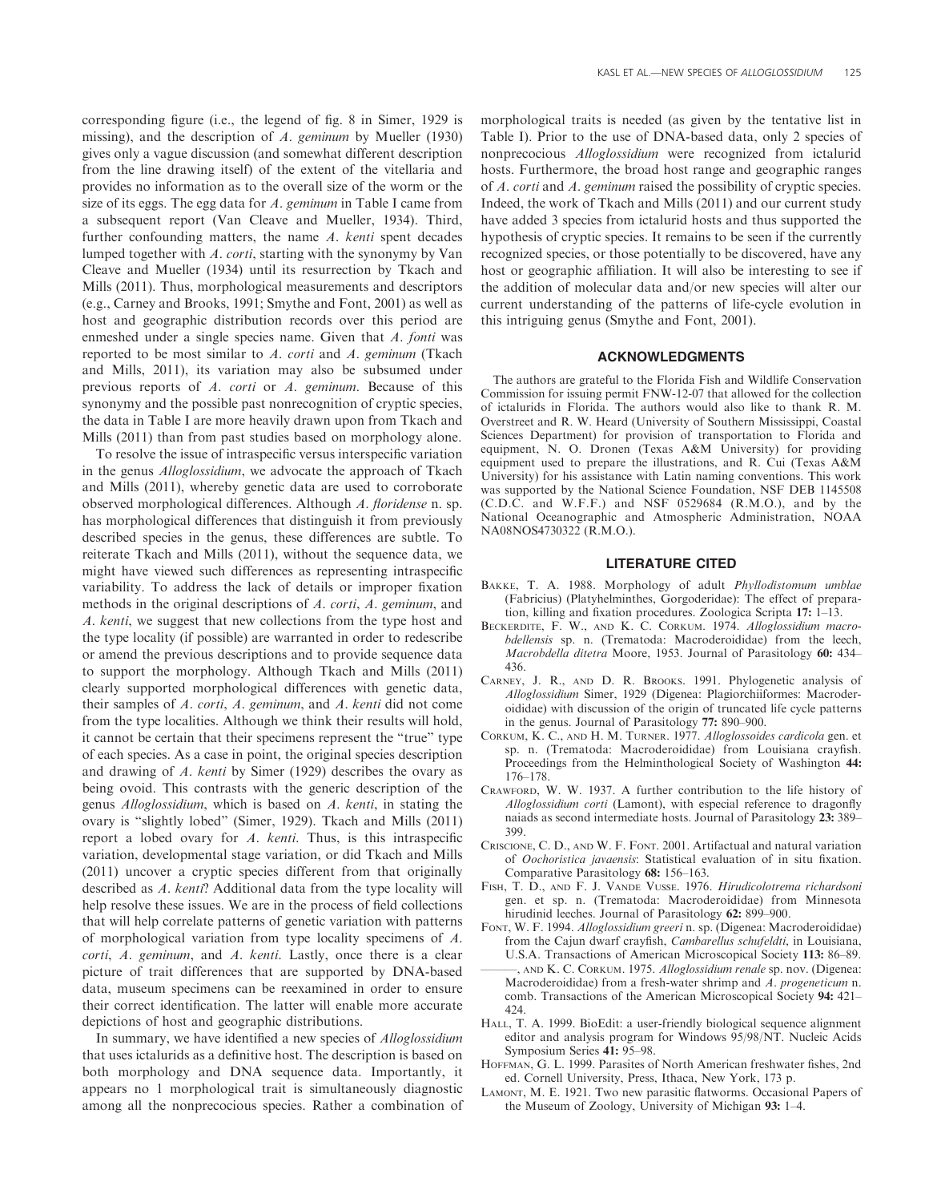corresponding figure (i.e., the legend of fig. 8 in Simer, 1929 is missing), and the description of *A. geminum* by Mueller (1930) gives only a vague discussion (and somewhat different description from the line drawing itself) of the extent of the vitellaria and provides no information as to the overall size of the worm or the size of its eggs. The egg data for *A. geminum* in Table I came from a subsequent report (Van Cleave and Mueller, 1934). Third, further confounding matters, the name *A. kenti* spent decades lumped together with *A. corti*, starting with the synonymy by Van Cleave and Mueller (1934) until its resurrection by Tkach and Mills (2011). Thus, morphological measurements and descriptors (e.g., Carney and Brooks, 1991; Smythe and Font, 2001) as well as host and geographic distribution records over this period are enmeshed under a single species name. Given that *A. fonti* was reported to be most similar to *A. corti* and *A. geminum* (Tkach and Mills, 2011), its variation may also be subsumed under previous reports of *A. corti* or *A. geminum*. Because of this synonymy and the possible past nonrecognition of cryptic species, the data in Table I are more heavily drawn upon from Tkach and Mills (2011) than from past studies based on morphology alone.

To resolve the issue of intraspecific versus interspecific variation in the genus *Alloglossidium*, we advocate the approach of Tkach and Mills (2011), whereby genetic data are used to corroborate observed morphological differences. Although *A. floridense* n. sp. has morphological differences that distinguish it from previously described species in the genus, these differences are subtle. To reiterate Tkach and Mills (2011), without the sequence data, we might have viewed such differences as representing intraspecific variability. To address the lack of details or improper fixation methods in the original descriptions of *A. corti*, *A. geminum*, and *A. kenti*, we suggest that new collections from the type host and the type locality (if possible) are warranted in order to redescribe or amend the previous descriptions and to provide sequence data to support the morphology. Although Tkach and Mills (2011) clearly supported morphological differences with genetic data, their samples of *A. corti*, *A. geminum*, and *A. kenti* did not come from the type localities. Although we think their results will hold, it cannot be certain that their specimens represent the "true" type of each species. As a case in point, the original species description and drawing of *A. kenti* by Simer (1929) describes the ovary as being ovoid. This contrasts with the generic description of the genus *Alloglossidium*, which is based on *A. kenti*, in stating the ovary is "slightly lobed" (Simer, 1929). Tkach and Mills (2011) report a lobed ovary for *A. kenti*. Thus, is this intraspecific variation, developmental stage variation, or did Tkach and Mills (2011) uncover a cryptic species different from that originally described as *A. kenti*? Additional data from the type locality will help resolve these issues. We are in the process of field collections that will help correlate patterns of genetic variation with patterns of morphological variation from type locality specimens of *A. corti*, *A. geminum*, and *A. kenti*. Lastly, once there is a clear picture of trait differences that are supported by DNA-based data, museum specimens can be reexamined in order to ensure their correct identification. The latter will enable more accurate depictions of host and geographic distributions.

In summary, we have identified a new species of *Alloglossidium* that uses ictalurids as a definitive host. The description is based on both morphology and DNA sequence data. Importantly, it appears no 1 morphological trait is simultaneously diagnostic among all the nonprecocious species. Rather a combination of morphological traits is needed (as given by the tentative list in Table I). Prior to the use of DNA-based data, only 2 species of nonprecocious *Alloglossidium* were recognized from ictalurid hosts. Furthermore, the broad host range and geographic ranges of *A. corti* and *A. geminum* raised the possibility of cryptic species. Indeed, the work of Tkach and Mills (2011) and our current study have added 3 species from ictalurid hosts and thus supported the hypothesis of cryptic species. It remains to be seen if the currently recognized species, or those potentially to be discovered, have any host or geographic affiliation. It will also be interesting to see if the addition of molecular data and/or new species will alter our current understanding of the patterns of life-cycle evolution in this intriguing genus (Smythe and Font, 2001).

## ACKNOWLEDGMENTS

The authors are grateful to the Florida Fish and Wildlife Conservation Commission for issuing permit FNW-12-07 that allowed for the collection of ictalurids in Florida. The authors would also like to thank R. M. Overstreet and R. W. Heard (University of Southern Mississippi, Coastal Sciences Department) for provision of transportation to Florida and equipment, N. O. Dronen (Texas A&M University) for providing equipment used to prepare the illustrations, and R. Cui (Texas A&M University) for his assistance with Latin naming conventions. This work was supported by the National Science Foundation, NSF DEB 1145508 (C.D.C. and W.F.F.) and NSF 0529684 (R.M.O.), and by the National Oceanographic and Atmospheric Administration, NOAA NA08NOS4730322 (R.M.O.).

## LITERATURE CITED

Bakke, T. A. 1988. Morphology of adult *Phyllodistomum umblae* (Fabricius) (Platyhelminthes, Gorgoderidae): The effect of preparation, killing and fixation procedures. Zoologica Scripta **17:** 1–13.

Beckerdite, F. W., and K. C. Corkum. 1974. *Alloglossidium macrobdellensis* sp. n. (Trematoda: Macroderoididae) from the leech, *Macrobdella ditetra* Moore, 1953. Journal of Parasitology **60:** 434–436.

Carney, J. R., and D. R. Brooks. 1991. Phylogenetic analysis of *Alloglossidium* Simer, 1929 (Digenea: Plagiorchiiformes: Macroderoididae) with discussion of the origin of truncated life cycle patterns in the genus. Journal of Parasitology **77:** 890–900.

Corkum, K. C., and H. M. Turner. 1977. *Alloglossoides cardicola* gen. et sp. n. (Trematoda: Macroderoididae) from Louisiana crayfish. Proceedings from the Helminthological Society of Washington **44:** 176–178.

Crawford, W. W. 1937. A further contribution to the life history of *Alloglossidium corti* (Lamont), with especial reference to dragonfly naiads as second intermediate hosts. Journal of Parasitology **23:** 389–399.

Criscione, C. D., and W. F. Font. 2001. Artifactual and natural variation of *Oochoristica javaensis*: Statistical evaluation of in situ fixation. Comparative Parasitology **68:** 156–163.

Fish, T. D., and F. J. Vande Vusse. 1976. *Hirudicolotrema richardsoni* gen. et sp. n. (Trematoda: Macroderoididae) from Minnesota hirudinid leeches. Journal of Parasitology **62:** 899–900.

Font, W. F. 1994. *Alloglossidium greeri* n. sp. (Digenea: Macroderoididae) from the Cajun dwarf crayfish, *Cambarellus schufeldti*, in Louisiana, U.S.A. Transactions of American Microscopical Society **113:** 86–89.

———, and K. C. Corkum. 1975. *Alloglossidium renale* sp. nov. (Digenea: Macroderoididae) from a fresh-water shrimp and *A. progeneticum* n. comb. Transactions of the American Microscopical Society **94:** 421–424.

Hall, T. A. 1999. BioEdit: a user-friendly biological sequence alignment editor and analysis program for Windows 95/98/NT. Nucleic Acids Symposium Series **41:** 95–98.

Hoffman, G. L. 1999. Parasites of North American freshwater fishes, 2nd ed. Cornell University, Press, Ithaca, New York, 173 p.

Lamont, M. E. 1921. Two new parasitic flatworms. Occasional Papers of the Museum of Zoology, University of Michigan **93:** 1–4.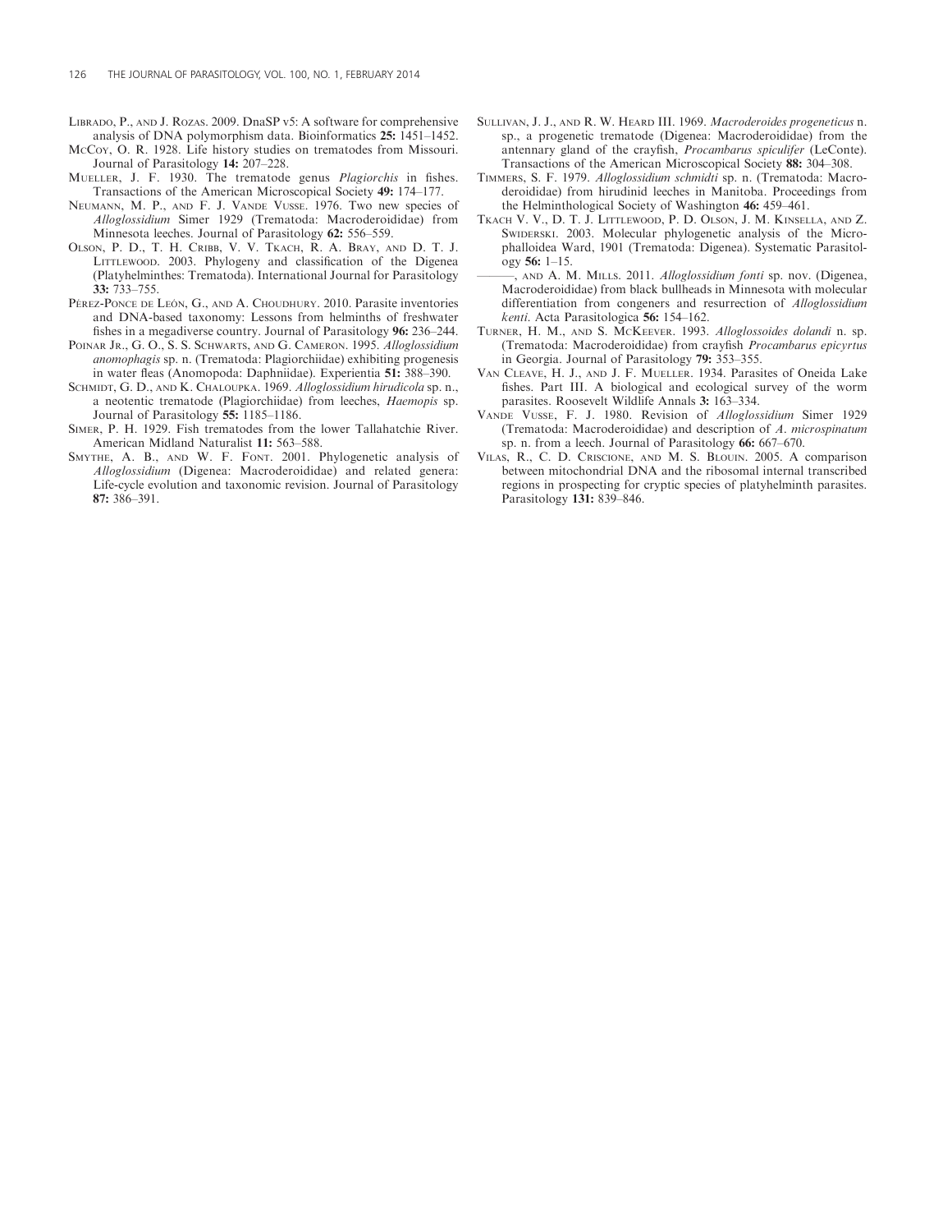Librado, P., and J. Rozas. 2009. DnaSP v5: A software for comprehensive analysis of DNA polymorphism data. Bioinformatics **25:** 1451–1452.

McCoy, O. R. 1928. Life history studies on trematodes from Missouri. Journal of Parasitology **14:** 207–228.

Mueller, J. F. 1930. The trematode genus *Plagiorchis* in fishes. Transactions of the American Microscopical Society **49:** 174–177.

Neumann, M. P., and F. J. Vande Vusse. 1976. Two new species of *Alloglossidium* Simer 1929 (Trematoda: Macroderoididae) from Minnesota leeches. Journal of Parasitology **62:** 556–559.

Olson, P. D., T. H. Cribb, V. V. Tkach, R. A. Bray, and D. T. J. Littlewood. 2003. Phylogeny and classification of the Digenea (Platyhelminthes: Trematoda). International Journal for Parasitology **33:** 733–755.

Pérez-Ponce de León, G., and A. Choudhury. 2010. Parasite inventories and DNA-based taxonomy: Lessons from helminths of freshwater fishes in a megadiverse country. Journal of Parasitology **96:** 236–244.

Poinar Jr., G. O., S. S. Schwarts, and G. Cameron. 1995. *Alloglossidium anomophagis* sp. n. (Trematoda: Plagiorchiidae) exhibiting progenesis in water fleas (Anomopoda: Daphniidae). Experientia **51:** 388–390.

Schmidt, G. D., and K. Chaloupka. 1969. *Alloglossidium hirudicola* sp. n., a neotentic trematode (Plagiorchiidae) from leeches, *Haemopis* sp. Journal of Parasitology **55:** 1185–1186.

Simer, P. H. 1929. Fish trematodes from the lower Tallahatchie River. American Midland Naturalist **11:** 563–588.

Smythe, A. B., and W. F. Font. 2001. Phylogenetic analysis of *Alloglossidium* (Digenea: Macroderoididae) and related genera: Life-cycle evolution and taxonomic revision. Journal of Parasitology **87:** 386–391.

Sullivan, J. J., and R. W. Heard III. 1969. *Macroderoides progeneticus* n. sp., a progenetic trematode (Digenea: Macroderoididae) from the antennary gland of the crayfish, *Procambarus spiculifer* (LeConte). Transactions of the American Microscopical Society **88:** 304–308.

Timmers, S. F. 1979. *Alloglossidium schmidti* sp. n. (Trematoda: Macroderoididae) from hirudinid leeches in Manitoba. Proceedings from the Helminthological Society of Washington **46:** 459–461.

Tkach V. V., D. T. J. Littlewood, P. D. Olson, J. M. Kinsella, and Z. Swiderski. 2003. Molecular phylogenetic analysis of the Microphalloidea Ward, 1901 (Trematoda: Digenea). Systematic Parasitology **56:** 1–15.

———, and A. M. Mills. 2011. *Alloglossidium fonti* sp. nov. (Digenea, Macroderoididae) from black bullheads in Minnesota with molecular differentiation from congeners and resurrection of *Alloglossidium kenti*. Acta Parasitologica **56:** 154–162.

Turner, H. M., and S. McKeever. 1993. *Alloglossoides dolandi* n. sp. (Trematoda: Macroderoididae) from crayfish *Procambarus epicyrtus* in Georgia. Journal of Parasitology **79:** 353–355.

Van Cleave, H. J., and J. F. Mueller. 1934. Parasites of Oneida Lake fishes. Part III. A biological and ecological survey of the worm parasites. Roosevelt Wildlife Annals **3:** 163–334.

Vande Vusse, F. J. 1980. Revision of *Alloglossidium* Simer 1929 (Trematoda: Macroderoididae) and description of *A. microspinatum* sp. n. from a leech. Journal of Parasitology **66:** 667–670.

Vilas, R., C. D. Criscione, and M. S. Blouin. 2005. A comparison between mitochondrial DNA and the ribosomal internal transcribed regions in prospecting for cryptic species of platyhelminth parasites. Parasitology **131:** 839–846.